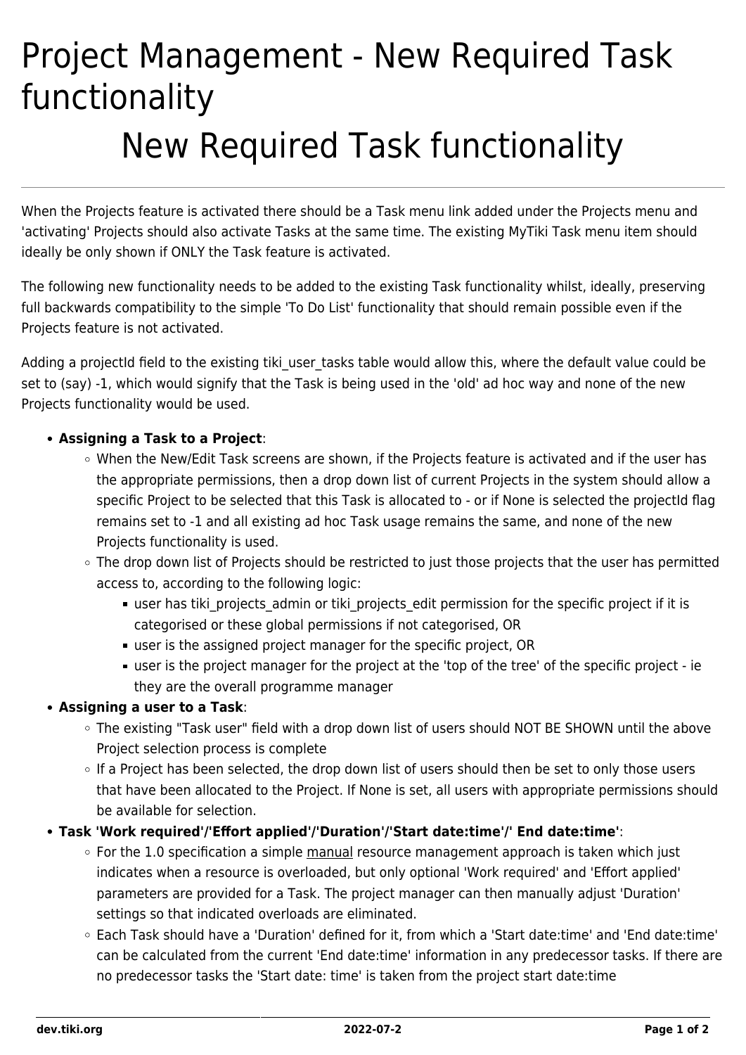# Project Management - New Required Task functionality

## New Required Task functionality

When the Projects feature is activated there should be a Task menu link added under the Projects menu and 'activating' Projects should also activate Tasks at the same time. The existing MyTiki Task menu item should ideally be only shown if ONLY the Task feature is activated.

The following new functionality needs to be added to the existing Task functionality whilst, ideally, preserving full backwards compatibility to the simple 'To Do List' functionality that should remain possible even if the Projects feature is not activated.

Adding a projectId field to the existing tiki_user_tasks table would allow this, where the default value could be set to (say) -1, which would signify that the Task is being used in the 'old' ad hoc way and none of the new Projects functionality would be used.

- **Assigning a Task to a Project**:
  - When the New/Edit Task screens are shown, if the Projects feature is activated and if the user has the appropriate permissions, then a drop down list of current Projects in the system should allow a specific Project to be selected that this Task is allocated to - or if None is selected the projectId flag remains set to -1 and all existing ad hoc Task usage remains the same, and none of the new Projects functionality is used.
  - The drop down list of Projects should be restricted to just those projects that the user has permitted access to, according to the following logic:
    - user has tiki_projects_admin or tiki_projects_edit permission for the specific project if it is categorised or these global permissions if not categorised, OR
    - user is the assigned project manager for the specific project, OR
    - user is the project manager for the project at the 'top of the tree' of the specific project - ie they are the overall programme manager
- **Assigning a user to a Task**:
  - The existing "Task user" field with a drop down list of users should NOT BE SHOWN until the above Project selection process is complete
  - If a Project has been selected, the drop down list of users should then be set to only those users that have been allocated to the Project. If None is set, all users with appropriate permissions should be available for selection.
- **Task 'Work required'/'Effort applied'/'Duration'/'Start date:time'/' End date:time'**:
  - For the 1.0 specification a simple manual resource management approach is taken which just indicates when a resource is overloaded, but only optional 'Work required' and 'Effort applied' parameters are provided for a Task. The project manager can then manually adjust 'Duration' settings so that indicated overloads are eliminated.
  - Each Task should have a 'Duration' defined for it, from which a 'Start date:time' and 'End date:time' can be calculated from the current 'End date:time' information in any predecessor tasks. If there are no predecessor tasks the 'Start date: time' is taken from the project start date:time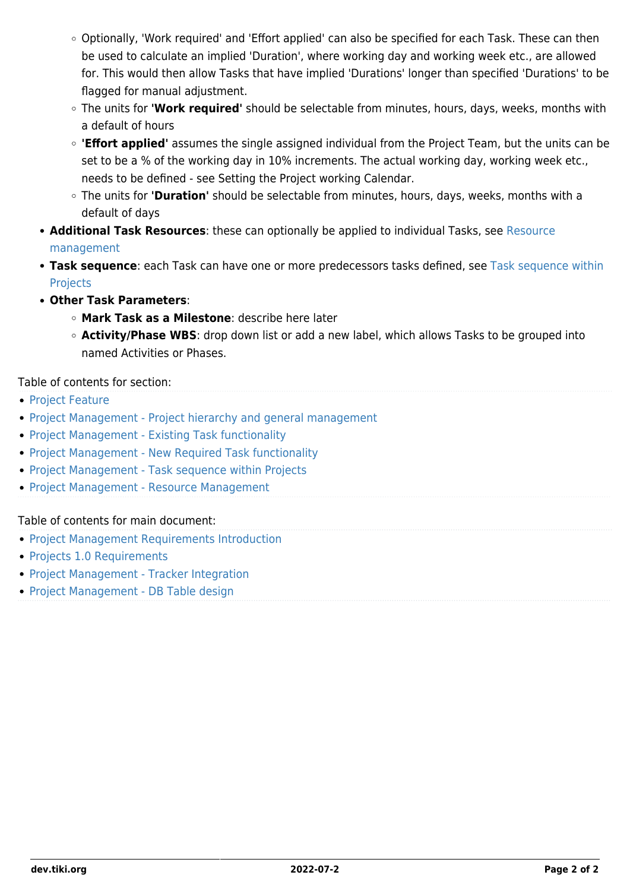- Optionally, 'Work required' and 'Effort applied' can also be specified for each Task. These can then be used to calculate an implied 'Duration', where working day and working week etc., are allowed for. This would then allow Tasks that have implied 'Durations' longer than specified 'Durations' to be flagged for manual adjustment.
    - The units for **'Work required'** should be selectable from minutes, hours, days, weeks, months with a default of hours
    - **'Effort applied'** assumes the single assigned individual from the Project Team, but the units can be set to be a % of the working day in 10% increments. The actual working day, working week etc., needs to be defined - see Setting the Project working Calendar.
    - The units for **'Duration'** should be selectable from minutes, hours, days, weeks, months with a default of days
- **Additional Task Resources**: these can optionally be applied to individual Tasks, see Resource management
- **Task sequence**: each Task can have one or more predecessors tasks defined, see Task sequence within Projects
- **Other Task Parameters**:
    - **Mark Task as a Milestone**: describe here later
    - **Activity/Phase WBS**: drop down list or add a new label, which allows Tasks to be grouped into named Activities or Phases.

Table of contents for section:

- Project Feature
- Project Management - Project hierarchy and general management
- Project Management - Existing Task functionality
- Project Management - New Required Task functionality
- Project Management - Task sequence within Projects
- Project Management - Resource Management

Table of contents for main document:

- Project Management Requirements Introduction
- Projects 1.0 Requirements
- Project Management - Tracker Integration
- Project Management - DB Table design